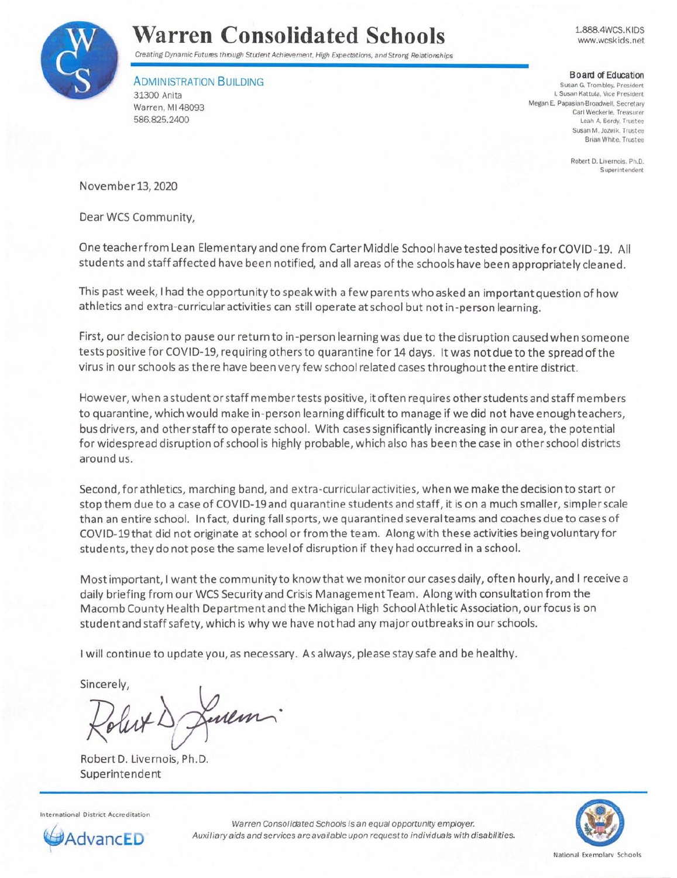# Warren Consolidated Schools

*Creating Dynamic Futures through Student Achievement, High Expectations, and Strong Relationships*

1.888.4WCS.KIDS
www.wcskids.net

**ADMINISTRATION BUILDING**
31300 Anita
Warren, MI 48093
586.825.2400

**Board of Education**
Susan G. Trombley, President
I. Susan Kattula, Vice President
Megan E. Papasian-Broadwell, Secretary
Carl Weckerle, Treasurer
Leah A. Berdy, Trustee
Susan M. Jozwik, Trustee
Brian White, Trustee

Robert D. Livernois, Ph.D.
Superintendent

November 13, 2020

Dear WCS Community,

One teacher from Lean Elementary and one from Carter Middle School have tested positive for COVID-19. All students and staff affected have been notified, and all areas of the schools have been appropriately cleaned.

This past week, I had the opportunity to speak with a few parents who asked an important question of how athletics and extra-curricular activities can still operate at school but not in-person learning.

First, our decision to pause our return to in-person learning was due to the disruption caused when someone tests positive for COVID-19, requiring others to quarantine for 14 days. It was not due to the spread of the virus in our schools as there have been very few school related cases throughout the entire district.

However, when a student or staff member tests positive, it often requires other students and staff members to quarantine, which would make in-person learning difficult to manage if we did not have enough teachers, bus drivers, and other staff to operate school. With cases significantly increasing in our area, the potential for widespread disruption of school is highly probable, which also has been the case in other school districts around us.

Second, for athletics, marching band, and extra-curricular activities, when we make the decision to start or stop them due to a case of COVID-19 and quarantine students and staff, it is on a much smaller, simpler scale than an entire school. In fact, during fall sports, we quarantined several teams and coaches due to cases of COVID-19 that did not originate at school or from the team. Along with these activities being voluntary for students, they do not pose the same level of disruption if they had occurred in a school.

Most important, I want the community to know that we monitor our cases daily, often hourly, and I receive a daily briefing from our WCS Security and Crisis Management Team. Along with consultation from the Macomb County Health Department and the Michigan High School Athletic Association, our focus is on student and staff safety, which is why we have not had any major outbreaks in our schools.

I will continue to update you, as necessary. As always, please stay safe and be healthy.

Sincerely,

Robert D. Livernois, Ph.D.
Superintendent

International District Accreditation
AdvancED

*Warren Consolidated Schools is an equal opportunity employer.*
*Auxiliary aids and services are available upon request to individuals with disabilities.*

National Exemplary Schools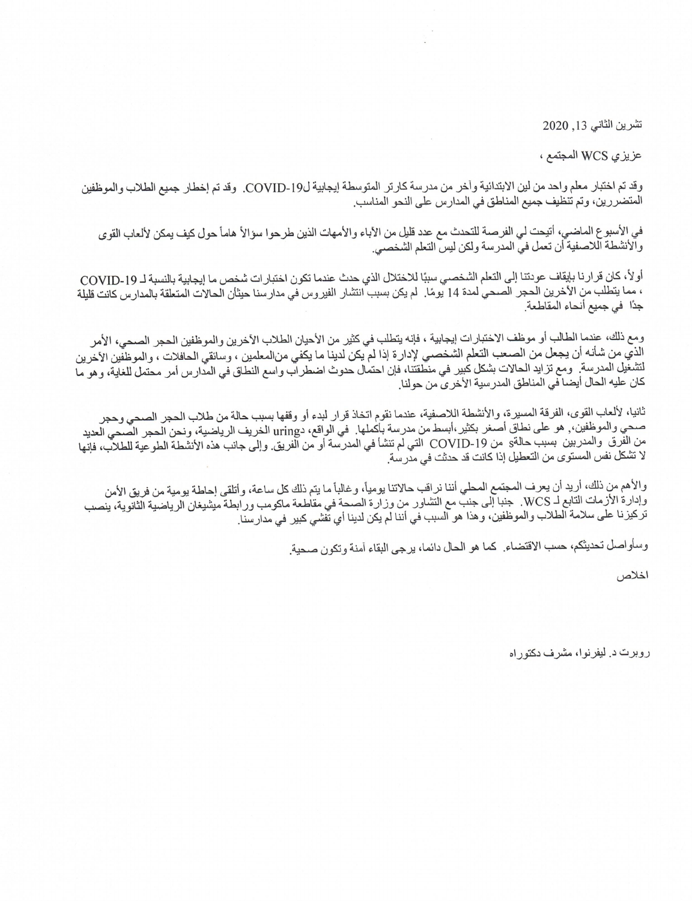تشرين الثاني 13, 2020

عزيزي WCS المجتمع ،

وقد تم اختبار معلم واحد من لين الابتدائية وآخر من مدرسة كارتر المتوسطة إيجابية لCOVID-19. وقد تم إخطار جميع الطلاب والموظفين المتضررين، وتم تنظيف جميع المناطق في المدارس على النحو المناسب.

في الأسبوع الماضي، أتيحت لي الفرصة للتحدث مع عدد قليل من الآباء والأمهات الذين طرحوا سؤالاً هاماً حول كيف يمكن لألعاب القوى والأنشطة اللاصفية أن تعمل في المدرسة ولكن ليس التعلم الشخصي.

أولاً، كان قرارنا بإيقاف عودتنا إلى التعلم الشخصي سببًا للاختلال الذي حدث عندما تكون اختبارات شخص ما إيجابية بالنسبة لـ COVID-19 ، مما يتطلب من الآخرين الحجر الصحي لمدة 14 يومًا. لم يكن بسبب انتشار الفيروس في مدارسنا حيثأن الحالات المتعلقة بالمدارس كانت قليلة جدًا في جميع أنحاء المقاطعة.

ومع ذلك، عندما الطالب أو موظف الاختبارات إيجابية ، فإنه يتطلب في كثير من الأحيان الطلاب الآخرين والموظفين الحجر الصحي، الأمر الذي من شأنه أن يجعل من الصعب التعلم الشخصي لإدارة إذا لم يكن لدينا ما يكفي منالمعلمين ، وسائقي الحافلات ، والموظفين الآخرين لتشغيل المدرسة. ومع تزايد الحالات بشكل كبير في منطقتنا، فإن احتمال حدوث اضطراب واسع النطاق في المدارس أمر محتمل للغاية، وهو ما كان عليه الحال أيضا في المناطق المدرسية الأخرى من حولنا.

ثانيا، لألعاب القوى، الفرقة المسيرة، والأنشطة اللاصفية، عندما نقوم اتخاذ قرار لبدء أو وقفها بسبب حالة من طلاب الحجر الصحي وحجر صحي والموظفين, هو على نطاق أصغر بكثير,أبسط من مدرسة بأكملها. في الواقع، دuring الخريف الرياضية، ونحن الحجر الصحي العديد من الفرق والمدربين بسبب حالةs من COVID-19 التي لم تنشأ في المدرسة أو من الفريق. وإلى جانب هذه الأنشطة الطوعية للطلاب، فإنها لا تشكل نفس المستوى من التعطيل إذا كانت قد حدثت في مدرسة.

والأهم من ذلك، أريد أن يعرف المجتمع المحلي أننا نراقب حالاتنا يومياً، وغالباً ما يتم ذلك كل ساعة، وأتلقى إحاطة يومية من فريق الأمن وإدارة الأزمات التابع لـ WCS. جنبا إلى جنب مع التشاور من وزارة الصحة في مقاطعة ماكومب ورابطة ميشيغان الرياضية الثانوية، ينصب تركيزنا على سلامة الطلاب والموظفين، وهذا هو السبب في أننا لم يكن لدينا أي تفشي كبير في مدارسنا.

وسأواصل تحديثكم، حسب الاقتضاء. كما هو الحال دائما، يرجى البقاء آمنة وتكون صحية.

اخلاص

روبرت د. ليفرنوا، مشرف دكتوراه